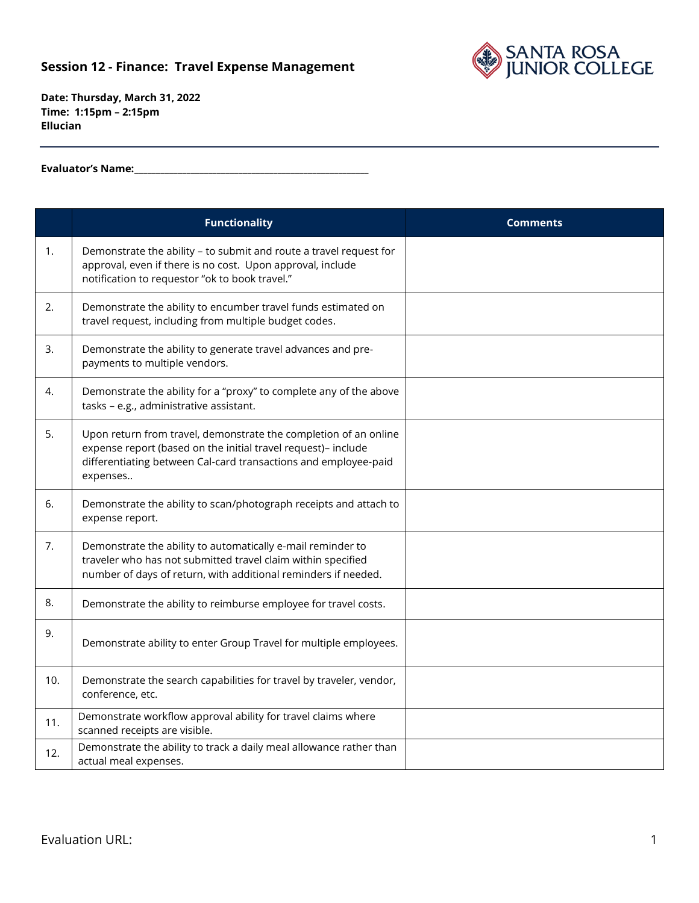## Session 12 - Finance: Travel Expense Management

**Date: Thursday, March 31, 2022**
**Time: 1:15pm – 2:15pm**
**Ellucian**

---

**Evaluator's Name:**\_\_\_\_\_\_\_\_\_\_\_\_\_\_\_\_\_\_\_\_\_\_\_\_\_\_\_\_\_\_\_\_\_\_\_\_\_\_\_\_\_\_\_\_\_\_\_\_\_\_

| | Functionality | Comments |
|---|---|---|
| 1. | Demonstrate the ability – to submit and route a travel request for approval, even if there is no cost. Upon approval, include notification to requestor "ok to book travel." | |
| 2. | Demonstrate the ability to encumber travel funds estimated on travel request, including from multiple budget codes. | |
| 3. | Demonstrate the ability to generate travel advances and pre-payments to multiple vendors. | |
| 4. | Demonstrate the ability for a "proxy" to complete any of the above tasks – e.g., administrative assistant. | |
| 5. | Upon return from travel, demonstrate the completion of an online expense report (based on the initial travel request)– include differentiating between Cal-card transactions and employee-paid expenses.. | |
| 6. | Demonstrate the ability to scan/photograph receipts and attach to expense report. | |
| 7. | Demonstrate the ability to automatically e-mail reminder to traveler who has not submitted travel claim within specified number of days of return, with additional reminders if needed. | |
| 8. | Demonstrate the ability to reimburse employee for travel costs. | |
| 9. | Demonstrate ability to enter Group Travel for multiple employees. | |
| 10. | Demonstrate the search capabilities for travel by traveler, vendor, conference, etc. | |
| 11. | Demonstrate workflow approval ability for travel claims where scanned receipts are visible. | |
| 12. | Demonstrate the ability to track a daily meal allowance rather than actual meal expenses. | |

Evaluation URL: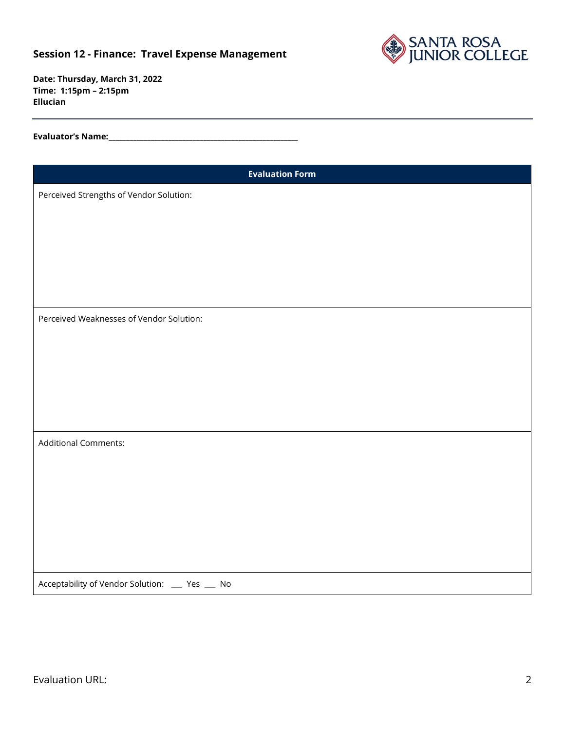## Session 12 - Finance: Travel Expense Management

**Date: Thursday, March 31, 2022**
**Time: 1:15pm – 2:15pm**
**Ellucian**

---

**Evaluator's Name:**\_\_\_\_\_\_\_\_\_\_\_\_\_\_\_\_\_\_\_\_\_\_\_\_\_\_\_\_\_\_\_\_\_\_\_\_\_\_\_\_\_\_\_\_\_\_\_\_

| Evaluation Form |
| --- |
| Perceived Strengths of Vendor Solution: |
| Perceived Weaknesses of Vendor Solution: |
| Additional Comments: |
| Acceptability of Vendor Solution: \_\_\_ Yes \_\_\_ No |

Evaluation URL: